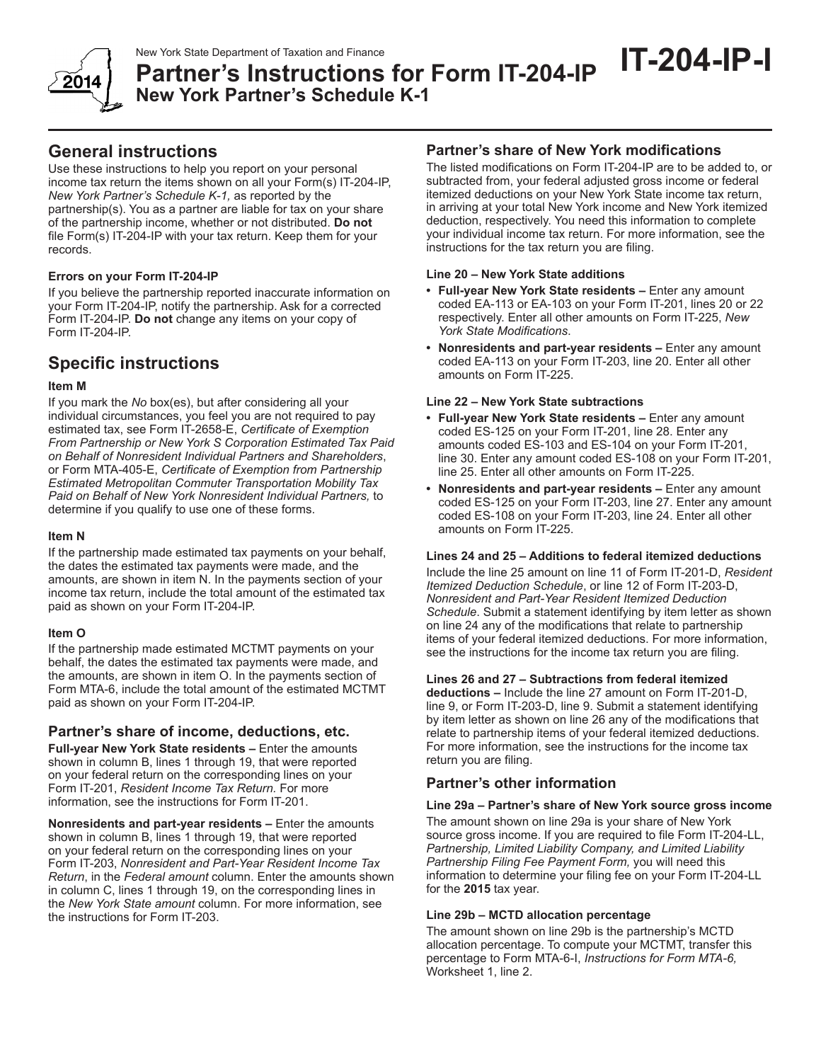New York State Department of Taxation and Finance

# Partner's Instructions for Form IT-204-IP New York Partner's Schedule K-1

**IT-204-IP-I**

**2014**

## General instructions

Use these instructions to help you report on your personal income tax return the items shown on all your Form(s) IT-204-IP, *New York Partner's Schedule K-1,* as reported by the partnership(s). You as a partner are liable for tax on your share of the partnership income, whether or not distributed. **Do not** file Form(s) IT-204-IP with your tax return. Keep them for your records.

#### Errors on your Form IT-204-IP

If you believe the partnership reported inaccurate information on your Form IT-204-IP, notify the partnership. Ask for a corrected Form IT-204-IP. **Do not** change any items on your copy of Form IT-204-IP.

## Specific instructions

#### Item M

If you mark the *No* box(es), but after considering all your individual circumstances, you feel you are not required to pay estimated tax, see Form IT-2658-E, *Certificate of Exemption From Partnership or New York S Corporation Estimated Tax Paid on Behalf of Nonresident Individual Partners and Shareholders*, or Form MTA-405-E, *Certificate of Exemption from Partnership Estimated Metropolitan Commuter Transportation Mobility Tax Paid on Behalf of New York Nonresident Individual Partners,* to determine if you qualify to use one of these forms.

#### Item N

If the partnership made estimated tax payments on your behalf, the dates the estimated tax payments were made, and the amounts, are shown in item N. In the payments section of your income tax return, include the total amount of the estimated tax paid as shown on your Form IT-204-IP.

#### Item O

If the partnership made estimated MCTMT payments on your behalf, the dates the estimated tax payments were made, and the amounts, are shown in item O. In the payments section of Form MTA-6, include the total amount of the estimated MCTMT paid as shown on your Form IT-204-IP.

### Partner's share of income, deductions, etc.

**Full-year New York State residents –** Enter the amounts shown in column B, lines 1 through 19, that were reported on your federal return on the corresponding lines on your Form IT-201, *Resident Income Tax Return.* For more information, see the instructions for Form IT-201.

**Nonresidents and part-year residents –** Enter the amounts shown in column B, lines 1 through 19, that were reported on your federal return on the corresponding lines on your Form IT-203, *Nonresident and Part-Year Resident Income Tax Return*, in the *Federal amount* column. Enter the amounts shown in column C, lines 1 through 19, on the corresponding lines in the *New York State amount* column. For more information, see the instructions for Form IT-203.

### Partner's share of New York modifications

The listed modifications on Form IT-204-IP are to be added to, or subtracted from, your federal adjusted gross income or federal itemized deductions on your New York State income tax return, in arriving at your total New York income and New York itemized deduction, respectively. You need this information to complete your individual income tax return. For more information, see the instructions for the tax return you are filing.

#### Line 20 – New York State additions

- **Full-year New York State residents –** Enter any amount coded EA-113 or EA-103 on your Form IT-201, lines 20 or 22 respectively. Enter all other amounts on Form IT-225, *New York State Modifications*.
- **Nonresidents and part-year residents –** Enter any amount coded EA-113 on your Form IT-203, line 20. Enter all other amounts on Form IT-225.

#### Line 22 – New York State subtractions

- **Full-year New York State residents –** Enter any amount coded ES-125 on your Form IT-201, line 28. Enter any amounts coded ES-103 and ES-104 on your Form IT-201, line 30. Enter any amount coded ES-108 on your Form IT-201, line 25. Enter all other amounts on Form IT-225.
- **Nonresidents and part-year residents –** Enter any amount coded ES-125 on your Form IT-203, line 27. Enter any amount coded ES-108 on your Form IT-203, line 24. Enter all other amounts on Form IT-225.

#### Lines 24 and 25 – Additions to federal itemized deductions

Include the line 25 amount on line 11 of Form IT-201-D, *Resident Itemized Deduction Schedule*, or line 12 of Form IT-203-D, *Nonresident and Part-Year Resident Itemized Deduction Schedule*. Submit a statement identifying by item letter as shown on line 24 any of the modifications that relate to partnership items of your federal itemized deductions. For more information, see the instructions for the income tax return you are filing.

#### Lines 26 and 27 – Subtractions from federal itemized deductions –

Include the line 27 amount on Form IT-201-D, line 9, or Form IT-203-D, line 9. Submit a statement identifying by item letter as shown on line 26 any of the modifications that relate to partnership items of your federal itemized deductions. For more information, see the instructions for the income tax return you are filing.

### Partner's other information

#### Line 29a – Partner's share of New York source gross income

The amount shown on line 29a is your share of New York source gross income. If you are required to file Form IT-204-LL, *Partnership, Limited Liability Company, and Limited Liability Partnership Filing Fee Payment Form,* you will need this information to determine your filing fee on your Form IT-204-LL for the **2015** tax year.

#### Line 29b – MCTD allocation percentage

The amount shown on line 29b is the partnership's MCTD allocation percentage. To compute your MCTMT, transfer this percentage to Form MTA-6-I, *Instructions for Form MTA-6,* Worksheet 1, line 2.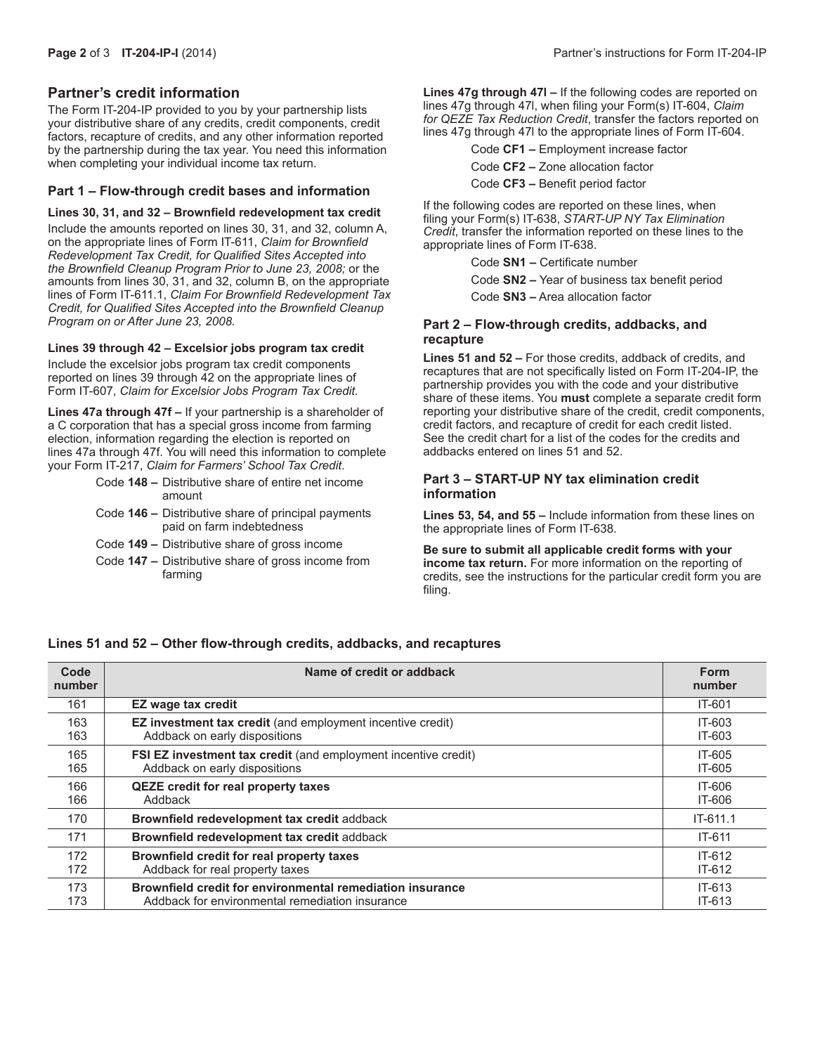## Partner's credit information

The Form IT-204-IP provided to you by your partnership lists your distributive share of any credits, credit components, credit factors, recapture of credits, and any other information reported by the partnership during the tax year. You need this information when completing your individual income tax return.

### Part 1 – Flow-through credit bases and information

**Lines 30, 31, and 32 – Brownfield redevelopment tax credit**

Include the amounts reported on lines 30, 31, and 32, column A, on the appropriate lines of Form IT-611, *Claim for Brownfield Redevelopment Tax Credit, for Qualified Sites Accepted into the Brownfield Cleanup Program Prior to June 23, 2008;* or the amounts from lines 30, 31, and 32, column B, on the appropriate lines of Form IT-611.1, *Claim For Brownfield Redevelopment Tax Credit, for Qualified Sites Accepted into the Brownfield Cleanup Program on or After June 23, 2008.*

**Lines 39 through 42 – Excelsior jobs program tax credit**

Include the excelsior jobs program tax credit components reported on lines 39 through 42 on the appropriate lines of Form IT-607, *Claim for Excelsior Jobs Program Tax Credit.*

**Lines 47a through 47f –** If your partnership is a shareholder of a C corporation that has a special gross income from farming election, information regarding the election is reported on lines 47a through 47f. You will need this information to complete your Form IT-217, *Claim for Farmers' School Tax Credit*.

- Code **148 –** Distributive share of entire net income amount
- Code **146 –** Distributive share of principal payments paid on farm indebtedness
- Code **149 –** Distributive share of gross income
- Code **147 –** Distributive share of gross income from farming

**Lines 47g through 47l –** If the following codes are reported on lines 47g through 47l, when filing your Form(s) IT-604, *Claim for QEZE Tax Reduction Credit*, transfer the factors reported on lines 47g through 47l to the appropriate lines of Form IT-604.

- Code **CF1 –** Employment increase factor
- Code **CF2 –** Zone allocation factor
- Code **CF3 –** Benefit period factor

If the following codes are reported on these lines, when filing your Form(s) IT-638, *START-UP NY Tax Elimination Credit*, transfer the information reported on these lines to the appropriate lines of Form IT-638.

- Code **SN1 –** Certificate number
- Code **SN2 –** Year of business tax benefit period
- Code **SN3 –** Area allocation factor

### Part 2 – Flow-through credits, addbacks, and recapture

**Lines 51 and 52 –** For those credits, addback of credits, and recaptures that are not specifically listed on Form IT-204-IP, the partnership provides you with the code and your distributive share of these items. You **must** complete a separate credit form reporting your distributive share of the credit, credit components, credit factors, and recapture of credit for each credit listed. See the credit chart for a list of the codes for the credits and addbacks entered on lines 51 and 52.

### Part 3 – START-UP NY tax elimination credit information

**Lines 53, 54, and 55 –** Include information from these lines on the appropriate lines of Form IT-638.

**Be sure to submit all applicable credit forms with your income tax return.** For more information on the reporting of credits, see the instructions for the particular credit form you are filing.

### Lines 51 and 52 – Other flow-through credits, addbacks, and recaptures

| Code number | Name of credit or addback | Form number |
|---|---|---|
| 161 | **EZ wage tax credit** | IT-601 |
| 163 | **EZ investment tax credit** (and employment incentive credit) | IT-603 |
| 163 | Addback on early dispositions | IT-603 |
| 165 | **FSI EZ investment tax credit** (and employment incentive credit) | IT-605 |
| 165 | Addback on early dispositions | IT-605 |
| 166 | **QEZE credit for real property taxes** | IT-606 |
| 166 | Addback | IT-606 |
| 170 | **Brownfield redevelopment tax credit** addback | IT-611.1 |
| 171 | **Brownfield redevelopment tax credit** addback | IT-611 |
| 172 | **Brownfield credit for real property taxes** | IT-612 |
| 172 | Addback for real property taxes | IT-612 |
| 173 | **Brownfield credit for environmental remediation insurance** | IT-613 |
| 173 | Addback for environmental remediation insurance | IT-613 |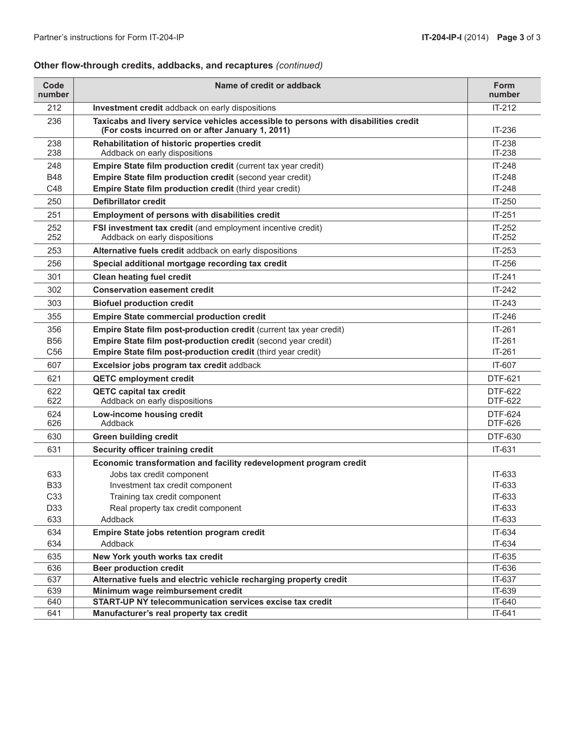## Other flow-through credits, addbacks, and recaptures *(continued)*

| Code number | Name of credit or addback | Form number |
|---|---|---|
| 212 | **Investment credit** addback on early dispositions | IT-212 |
| 236 | **Taxicabs and livery service vehicles accessible to persons with disabilities credit (For costs incurred on or after January 1, 2011)** | IT-236 |
| 238 | **Rehabilitation of historic properties credit** | IT-238 |
| 238 | Addback on early dispositions | IT-238 |
| 248 | **Empire State film production credit** (current tax year credit) | IT-248 |
| B48 | **Empire State film production credit** (second year credit) | IT-248 |
| C48 | **Empire State film production credit** (third year credit) | IT-248 |
| 250 | **Defibrillator credit** | IT-250 |
| 251 | **Employment of persons with disabilities credit** | IT-251 |
| 252 | **FSI investment tax credit** (and employment incentive credit) | IT-252 |
| 252 | Addback on early dispositions | IT-252 |
| 253 | **Alternative fuels credit** addback on early dispositions | IT-253 |
| 256 | **Special additional mortgage recording tax credit** | IT-256 |
| 301 | **Clean heating fuel credit** | IT-241 |
| 302 | **Conservation easement credit** | IT-242 |
| 303 | **Biofuel production credit** | IT-243 |
| 355 | **Empire State commercial production credit** | IT-246 |
| 356 | **Empire State film post-production credit** (current tax year credit) | IT-261 |
| B56 | **Empire State film post-production credit** (second year credit) | IT-261 |
| C56 | **Empire State film post-production credit** (third year credit) | IT-261 |
| 607 | **Excelsior jobs program tax credit** addback | IT-607 |
| 621 | **QETC employment credit** | DTF-621 |
| 622 | **QETC capital tax credit** | DTF-622 |
| 622 | Addback on early dispositions | DTF-622 |
| 624 | **Low-income housing credit** | DTF-624 |
| 626 | Addback | DTF-626 |
| 630 | **Green building credit** | DTF-630 |
| 631 | **Security officer training credit** | IT-631 |
| | **Economic transformation and facility redevelopment program credit** | |
| 633 | Jobs tax credit component | IT-633 |
| B33 | Investment tax credit component | IT-633 |
| C33 | Training tax credit component | IT-633 |
| D33 | Real property tax credit component | IT-633 |
| 633 | Addback | IT-633 |
| 634 | **Empire State jobs retention program credit** | IT-634 |
| 634 | Addback | IT-634 |
| 635 | **New York youth works tax credit** | IT-635 |
| 636 | **Beer production credit** | IT-636 |
| 637 | **Alternative fuels and electric vehicle recharging property credit** | IT-637 |
| 639 | **Minimum wage reimbursement credit** | IT-639 |
| 640 | **START-UP NY telecommunication services excise tax credit** | IT-640 |
| 641 | **Manufacturer's real property tax credit** | IT-641 |